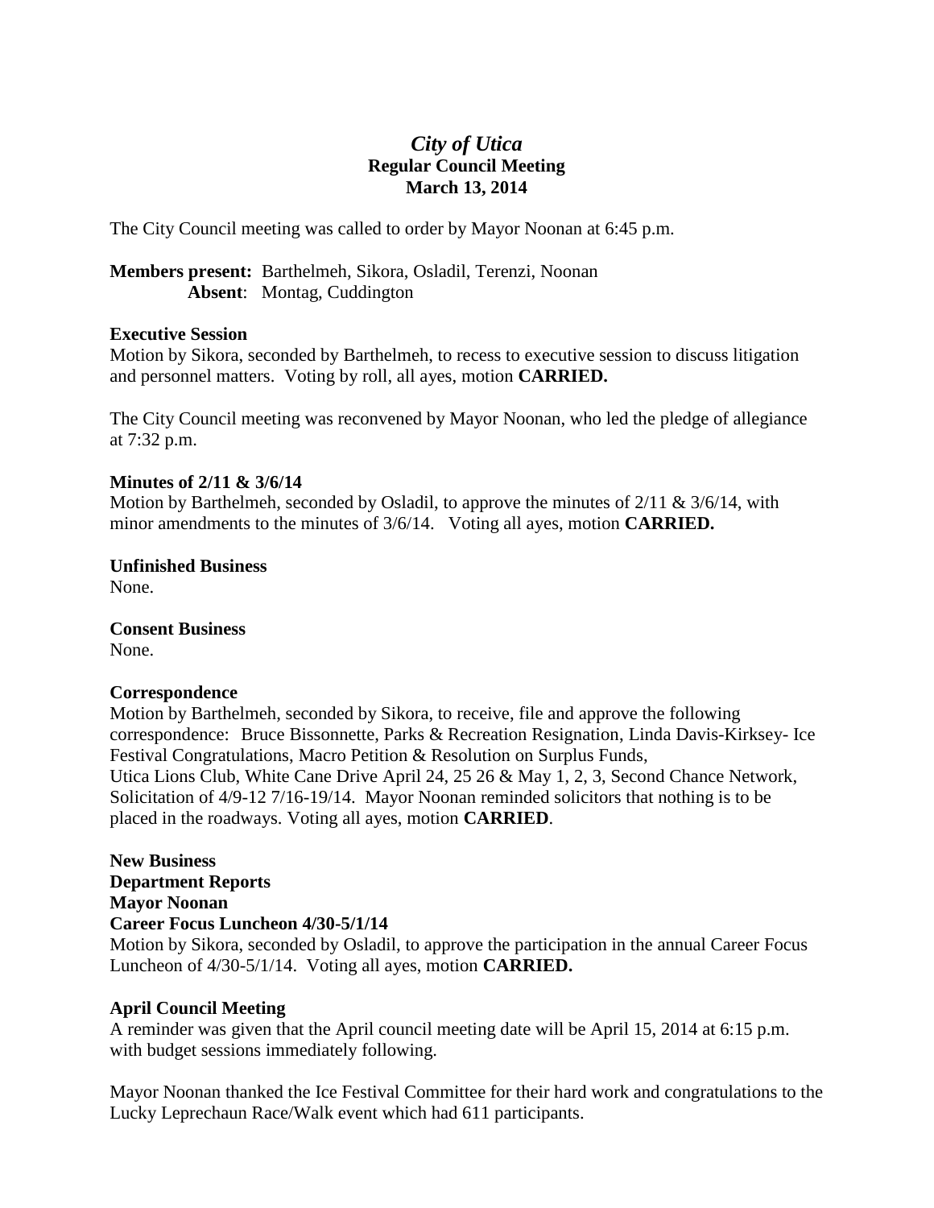# *City of Utica*

## Regular Council Meeting

## March 13, 2014

The City Council meeting was called to order by Mayor Noonan at 6:45 p.m.

**Members present:** Barthelmeh, Sikora, Osladil, Terenzi, Noonan
**Absent**: Montag, Cuddington

**Executive Session**
Motion by Sikora, seconded by Barthelmeh, to recess to executive session to discuss litigation and personnel matters. Voting by roll, all ayes, motion **CARRIED.**

The City Council meeting was reconvened by Mayor Noonan, who led the pledge of allegiance at 7:32 p.m.

**Minutes of 2/11 & 3/6/14**
Motion by Barthelmeh, seconded by Osladil, to approve the minutes of 2/11 & 3/6/14, with minor amendments to the minutes of 3/6/14. Voting all ayes, motion **CARRIED.**

**Unfinished Business**
None.

**Consent Business**
None.

**Correspondence**
Motion by Barthelmeh, seconded by Sikora, to receive, file and approve the following correspondence: Bruce Bissonnette, Parks & Recreation Resignation, Linda Davis-Kirksey- Ice Festival Congratulations, Macro Petition & Resolution on Surplus Funds, Utica Lions Club, White Cane Drive April 24, 25 26 & May 1, 2, 3, Second Chance Network, Solicitation of 4/9-12 7/16-19/14. Mayor Noonan reminded solicitors that nothing is to be placed in the roadways. Voting all ayes, motion **CARRIED**.

**New Business**
**Department Reports**
**Mayor Noonan**
**Career Focus Luncheon 4/30-5/1/14**
Motion by Sikora, seconded by Osladil, to approve the participation in the annual Career Focus Luncheon of 4/30-5/1/14. Voting all ayes, motion **CARRIED.**

**April Council Meeting**
A reminder was given that the April council meeting date will be April 15, 2014 at 6:15 p.m. with budget sessions immediately following.

Mayor Noonan thanked the Ice Festival Committee for their hard work and congratulations to the Lucky Leprechaun Race/Walk event which had 611 participants.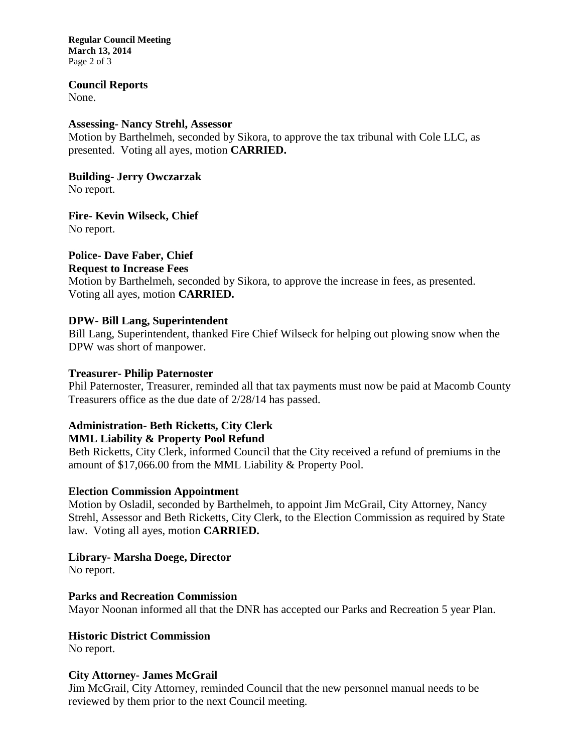**Council Reports**
None.

**Assessing- Nancy Strehl, Assessor**
Motion by Barthelmeh, seconded by Sikora, to approve the tax tribunal with Cole LLC, as presented. Voting all ayes, motion **CARRIED.**

**Building- Jerry Owczarzak**
No report.

**Fire- Kevin Wilseck, Chief**
No report.

**Police- Dave Faber, Chief**
**Request to Increase Fees**
Motion by Barthelmeh, seconded by Sikora, to approve the increase in fees, as presented. Voting all ayes, motion **CARRIED.**

**DPW- Bill Lang, Superintendent**
Bill Lang, Superintendent, thanked Fire Chief Wilseck for helping out plowing snow when the DPW was short of manpower.

**Treasurer- Philip Paternoster**
Phil Paternoster, Treasurer, reminded all that tax payments must now be paid at Macomb County Treasurers office as the due date of 2/28/14 has passed.

**Administration- Beth Ricketts, City Clerk**
**MML Liability & Property Pool Refund**
Beth Ricketts, City Clerk, informed Council that the City received a refund of premiums in the amount of $17,066.00 from the MML Liability & Property Pool.

**Election Commission Appointment**
Motion by Osladil, seconded by Barthelmeh, to appoint Jim McGrail, City Attorney, Nancy Strehl, Assessor and Beth Ricketts, City Clerk, to the Election Commission as required by State law. Voting all ayes, motion **CARRIED.**

**Library- Marsha Doege, Director**
No report.

**Parks and Recreation Commission**
Mayor Noonan informed all that the DNR has accepted our Parks and Recreation 5 year Plan.

**Historic District Commission**
No report.

**City Attorney- James McGrail**
Jim McGrail, City Attorney, reminded Council that the new personnel manual needs to be reviewed by them prior to the next Council meeting.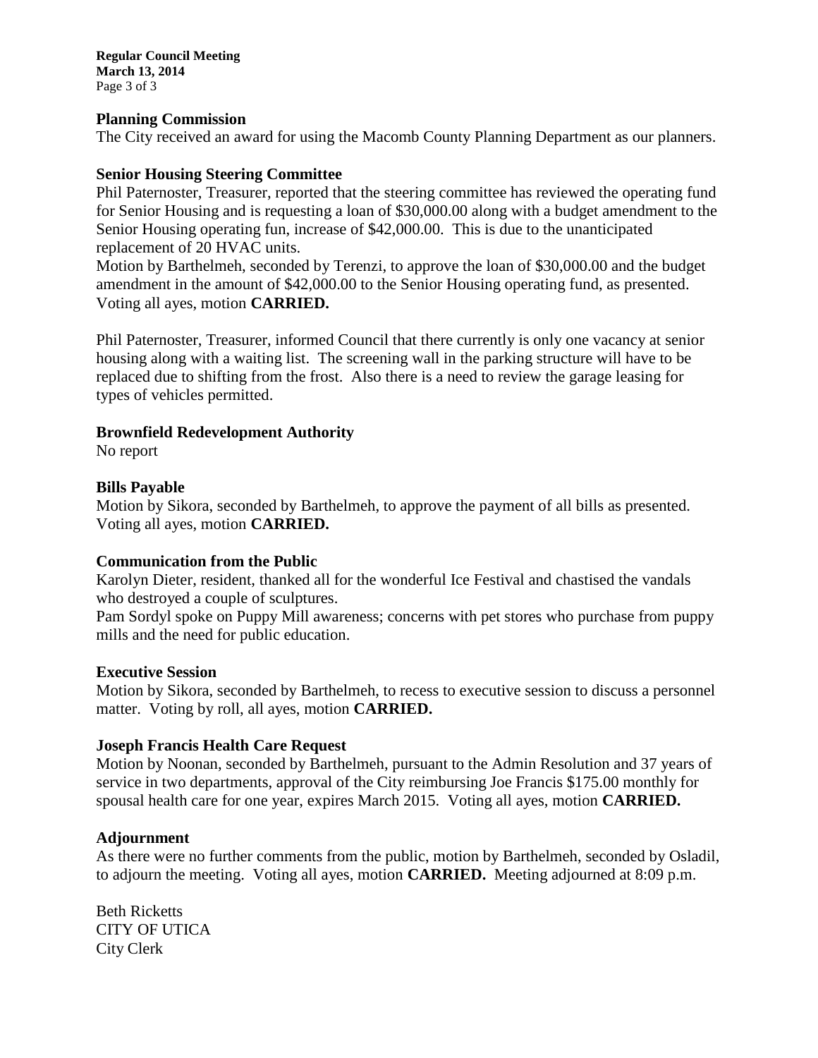## Planning Commission

The City received an award for using the Macomb County Planning Department as our planners.

## Senior Housing Steering Committee

Phil Paternoster, Treasurer, reported that the steering committee has reviewed the operating fund for Senior Housing and is requesting a loan of $30,000.00 along with a budget amendment to the Senior Housing operating fun, increase of $42,000.00. This is due to the unanticipated replacement of 20 HVAC units.

Motion by Barthelmeh, seconded by Terenzi, to approve the loan of $30,000.00 and the budget amendment in the amount of $42,000.00 to the Senior Housing operating fund, as presented. Voting all ayes, motion **CARRIED.**

Phil Paternoster, Treasurer, informed Council that there currently is only one vacancy at senior housing along with a waiting list. The screening wall in the parking structure will have to be replaced due to shifting from the frost. Also there is a need to review the garage leasing for types of vehicles permitted.

## Brownfield Redevelopment Authority

No report

## Bills Payable

Motion by Sikora, seconded by Barthelmeh, to approve the payment of all bills as presented. Voting all ayes, motion **CARRIED.**

## Communication from the Public

Karolyn Dieter, resident, thanked all for the wonderful Ice Festival and chastised the vandals who destroyed a couple of sculptures.

Pam Sordyl spoke on Puppy Mill awareness; concerns with pet stores who purchase from puppy mills and the need for public education.

## Executive Session

Motion by Sikora, seconded by Barthelmeh, to recess to executive session to discuss a personnel matter. Voting by roll, all ayes, motion **CARRIED.**

## Joseph Francis Health Care Request

Motion by Noonan, seconded by Barthelmeh, pursuant to the Admin Resolution and 37 years of service in two departments, approval of the City reimbursing Joe Francis $175.00 monthly for spousal health care for one year, expires March 2015. Voting all ayes, motion **CARRIED.**

## Adjournment

As there were no further comments from the public, motion by Barthelmeh, seconded by Osladil, to adjourn the meeting. Voting all ayes, motion **CARRIED.** Meeting adjourned at 8:09 p.m.

Beth Ricketts
CITY OF UTICA
City Clerk